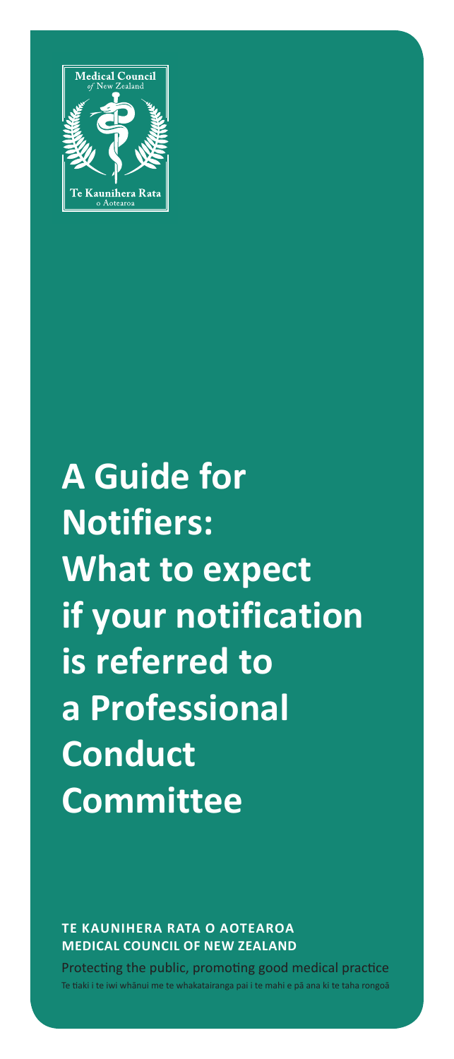Medical Council of New Zealand

Te Kaunihera Rata o Aotearoa

# A Guide for Notifiers: What to expect if your notification is referred to a Professional Conduct Committee

**TE KAUNIHERA RATA O AOTEAROA**
**MEDICAL COUNCIL OF NEW ZEALAND**

Protecting the public, promoting good medical practice

Te tiaki i te iwi whānui me te whakatairanga pai i te mahi e pā ana ki te taha rongoā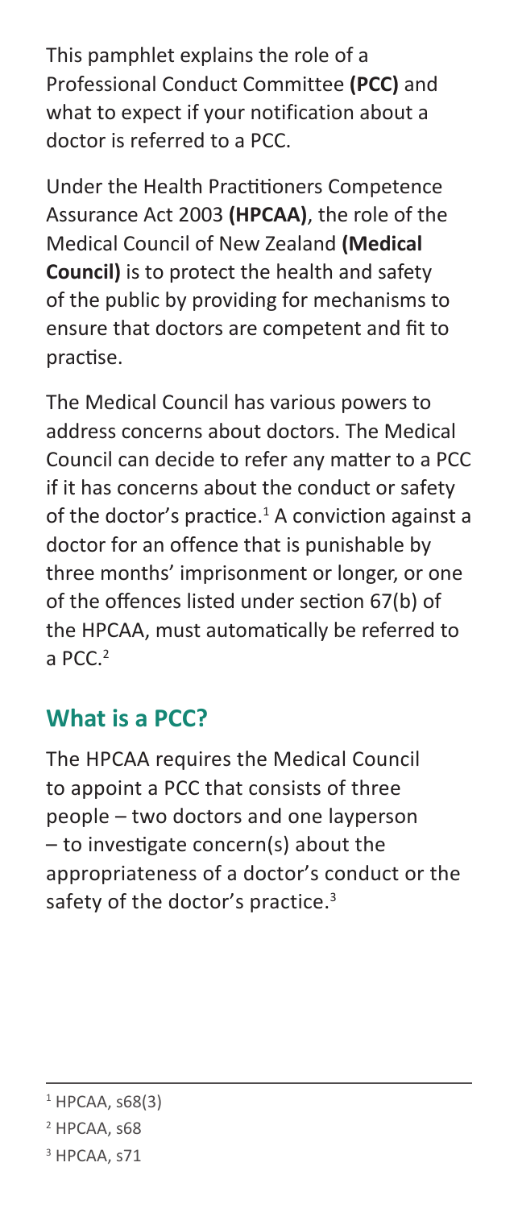This pamphlet explains the role of a Professional Conduct Committee **(PCC)** and what to expect if your notification about a doctor is referred to a PCC.

Under the Health Practitioners Competence Assurance Act 2003 **(HPCAA)**, the role of the Medical Council of New Zealand **(Medical Council)** is to protect the health and safety of the public by providing for mechanisms to ensure that doctors are competent and fit to practise.

The Medical Council has various powers to address concerns about doctors. The Medical Council can decide to refer any matter to a PCC if it has concerns about the conduct or safety of the doctor's practice.[1] A conviction against a doctor for an offence that is punishable by three months' imprisonment or longer, or one of the offences listed under section 67(b) of the HPCAA, must automatically be referred to a PCC.[2]

## What is a PCC?

The HPCAA requires the Medical Council to appoint a PCC that consists of three people – two doctors and one layperson – to investigate concern(s) about the appropriateness of a doctor's conduct or the safety of the doctor's practice.[3]

---

[1] HPCAA, s68(3)

[2] HPCAA, s68

[3] HPCAA, s71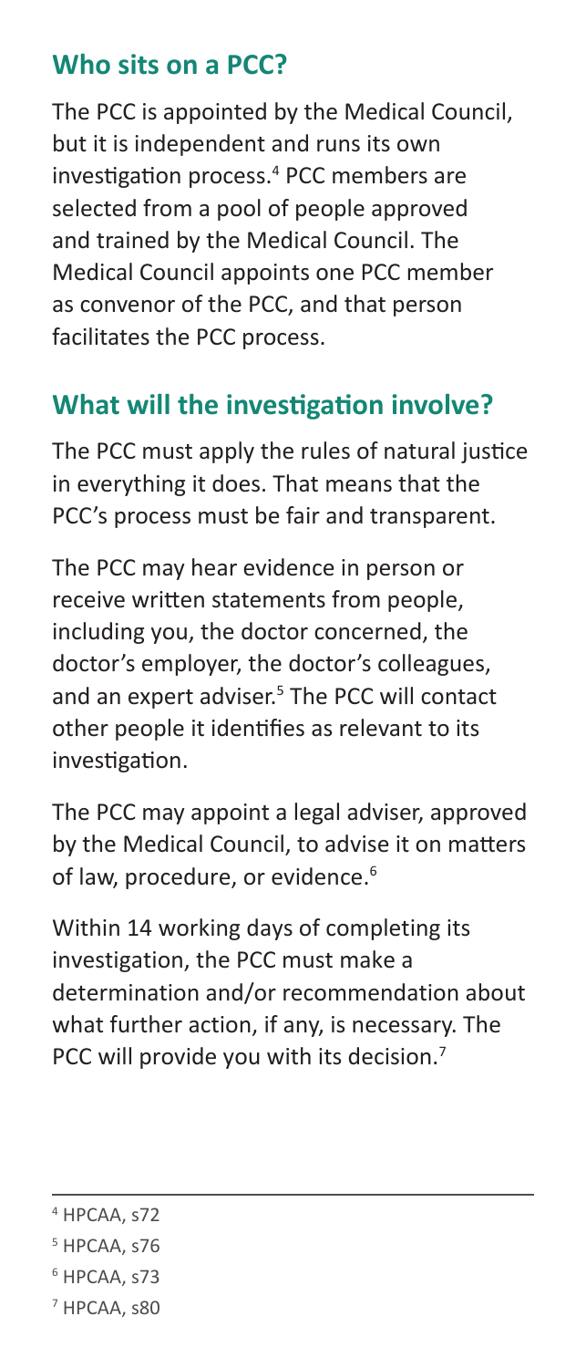## Who sits on a PCC?

The PCC is appointed by the Medical Council, but it is independent and runs its own investigation process.[4] PCC members are selected from a pool of people approved and trained by the Medical Council. The Medical Council appoints one PCC member as convenor of the PCC, and that person facilitates the PCC process.

## What will the investigation involve?

The PCC must apply the rules of natural justice in everything it does. That means that the PCC's process must be fair and transparent.

The PCC may hear evidence in person or receive written statements from people, including you, the doctor concerned, the doctor's employer, the doctor's colleagues, and an expert adviser.[5] The PCC will contact other people it identifies as relevant to its investigation.

The PCC may appoint a legal adviser, approved by the Medical Council, to advise it on matters of law, procedure, or evidence.[6]

Within 14 working days of completing its investigation, the PCC must make a determination and/or recommendation about what further action, if any, is necessary. The PCC will provide you with its decision.[7]

---

[4] HPCAA, s72

[5] HPCAA, s76

[6] HPCAA, s73

[7] HPCAA, s80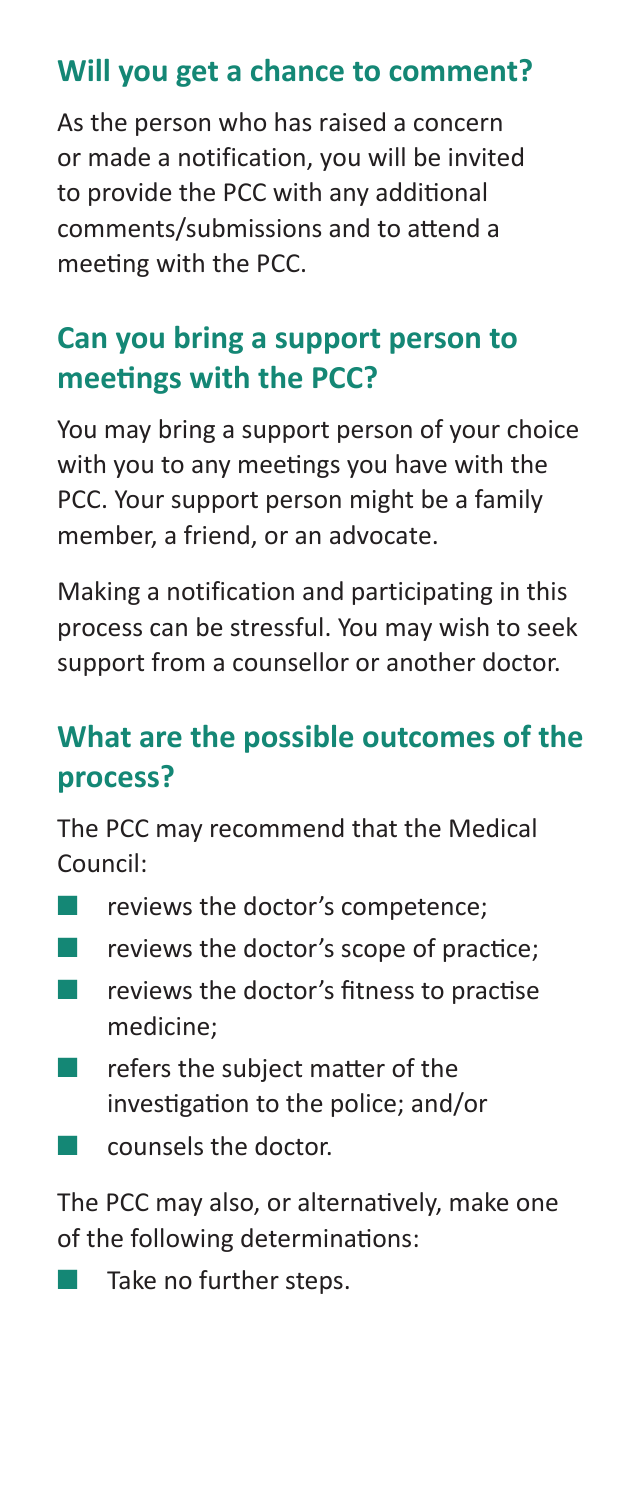## Will you get a chance to comment?

As the person who has raised a concern or made a notification, you will be invited to provide the PCC with any additional comments/submissions and to attend a meeting with the PCC.

## Can you bring a support person to meetings with the PCC?

You may bring a support person of your choice with you to any meetings you have with the PCC. Your support person might be a family member, a friend, or an advocate.

Making a notification and participating in this process can be stressful. You may wish to seek support from a counsellor or another doctor.

## What are the possible outcomes of the process?

The PCC may recommend that the Medical Council:

- reviews the doctor's competence;
- reviews the doctor's scope of practice;
- reviews the doctor's fitness to practise medicine;
- refers the subject matter of the investigation to the police; and/or
- counsels the doctor.

The PCC may also, or alternatively, make one of the following determinations:

- Take no further steps.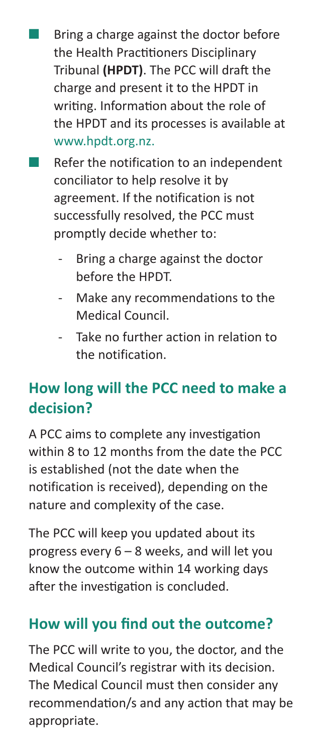- Bring a charge against the doctor before the Health Practitioners Disciplinary Tribunal **(HPDT)**. The PCC will draft the charge and present it to the HPDT in writing. Information about the role of the HPDT and its processes is available at www.hpdt.org.nz.
- Refer the notification to an independent conciliator to help resolve it by agreement. If the notification is not successfully resolved, the PCC must promptly decide whether to:
  - Bring a charge against the doctor before the HPDT.
  - Make any recommendations to the Medical Council.
  - Take no further action in relation to the notification.

## How long will the PCC need to make a decision?

A PCC aims to complete any investigation within 8 to 12 months from the date the PCC is established (not the date when the notification is received), depending on the nature and complexity of the case.

The PCC will keep you updated about its progress every 6 – 8 weeks, and will let you know the outcome within 14 working days after the investigation is concluded.

## How will you find out the outcome?

The PCC will write to you, the doctor, and the Medical Council's registrar with its decision. The Medical Council must then consider any recommendation/s and any action that may be appropriate.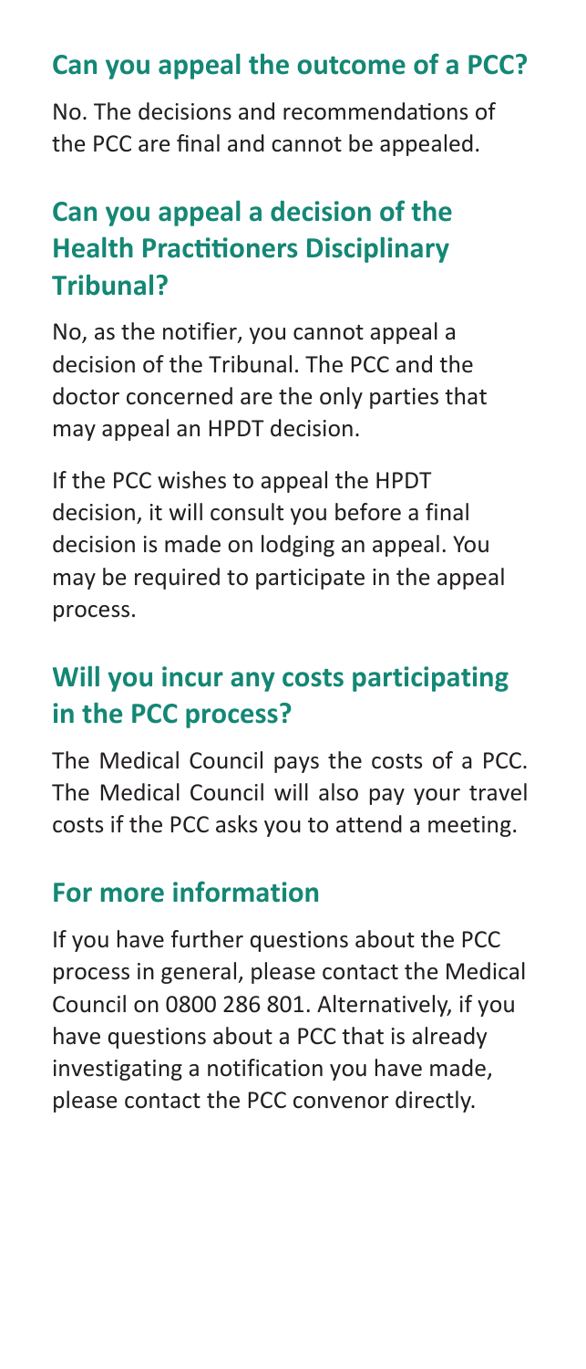## Can you appeal the outcome of a PCC?

No. The decisions and recommendations of the PCC are final and cannot be appealed.

## Can you appeal a decision of the Health Practitioners Disciplinary Tribunal?

No, as the notifier, you cannot appeal a decision of the Tribunal. The PCC and the doctor concerned are the only parties that may appeal an HPDT decision.

If the PCC wishes to appeal the HPDT decision, it will consult you before a final decision is made on lodging an appeal. You may be required to participate in the appeal process.

## Will you incur any costs participating in the PCC process?

The Medical Council pays the costs of a PCC. The Medical Council will also pay your travel costs if the PCC asks you to attend a meeting.

## For more information

If you have further questions about the PCC process in general, please contact the Medical Council on 0800 286 801. Alternatively, if you have questions about a PCC that is already investigating a notification you have made, please contact the PCC convenor directly.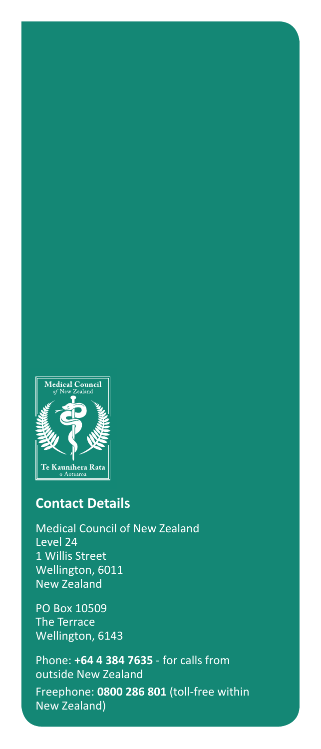## Contact Details

Medical Council of New Zealand
Level 24
1 Willis Street
Wellington, 6011
New Zealand

PO Box 10509
The Terrace
Wellington, 6143

Phone: **+64 4 384 7635** - for calls from outside New Zealand

Freephone: **0800 286 801** (toll-free within New Zealand)